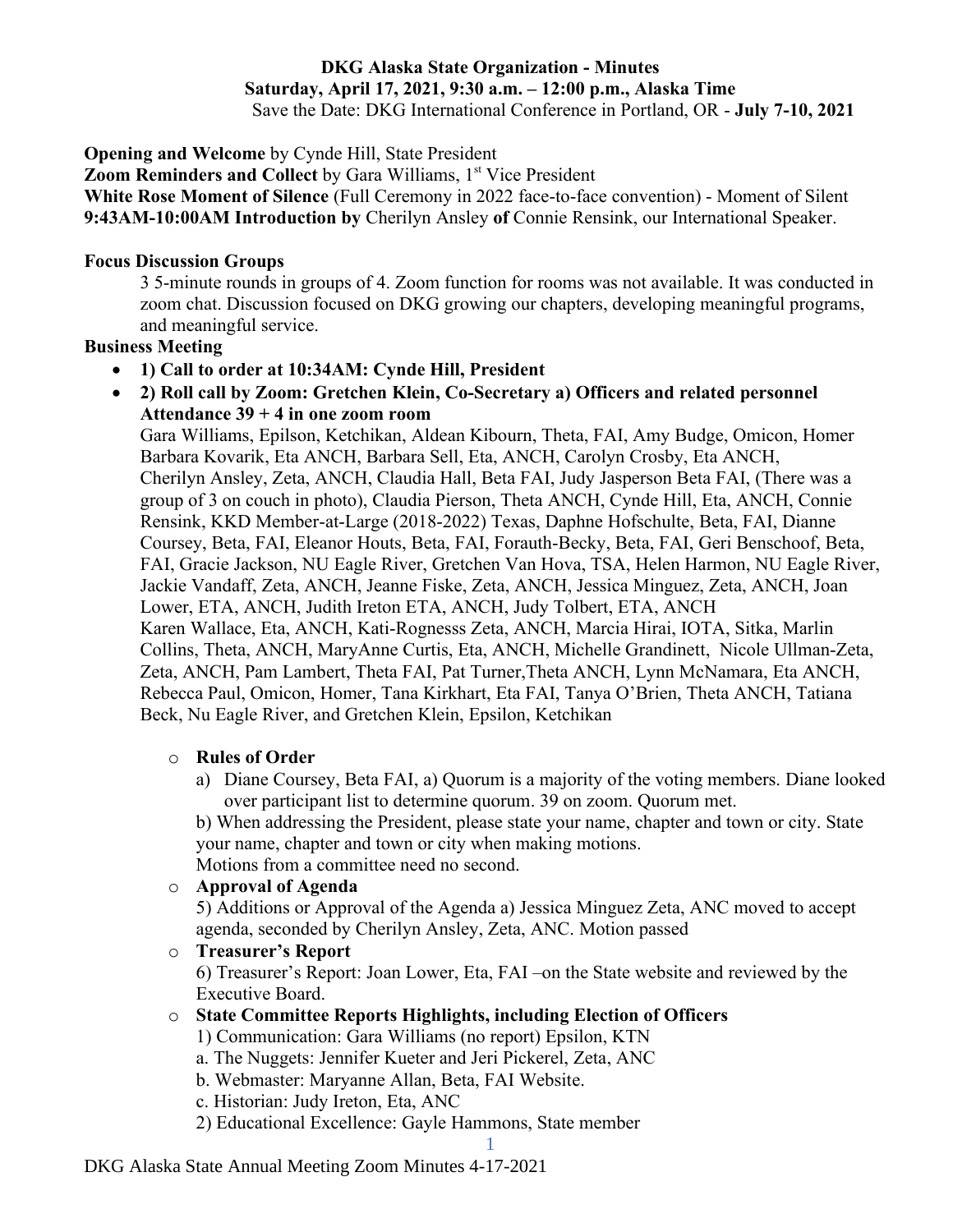**DKG Alaska State Organization - Minutes**
**Saturday, April 17, 2021, 9:30 a.m. – 12:00 p.m., Alaska Time**
Save the Date: DKG International Conference in Portland, OR - **July 7-10, 2021**

**Opening and Welcome** by Cynde Hill, State President
**Zoom Reminders and Collect** by Gara Williams, 1st Vice President
**White Rose Moment of Silence** (Full Ceremony in 2022 face-to-face convention) - Moment of Silent
**9:43AM-10:00AM Introduction by** Cherilyn Ansley **of** Connie Rensink, our International Speaker.

**Focus Discussion Groups**

3 5-minute rounds in groups of 4. Zoom function for rooms was not available. It was conducted in zoom chat. Discussion focused on DKG growing our chapters, developing meaningful programs, and meaningful service.

**Business Meeting**

- **1) Call to order at 10:34AM: Cynde Hill, President**
- **2) Roll call by Zoom: Gretchen Klein, Co-Secretary a) Officers and related personnel Attendance 39 + 4 in one zoom room**

  Gara Williams, Epilson, Ketchikan, Aldean Kibourn, Theta, FAI, Amy Budge, Omicon, Homer Barbara Kovarik, Eta ANCH, Barbara Sell, Eta, ANCH, Carolyn Crosby, Eta ANCH, Cherilyn Ansley, Zeta, ANCH, Claudia Hall, Beta FAI, Judy Jasperson Beta FAI, (There was a group of 3 on couch in photo), Claudia Pierson, Theta ANCH, Cynde Hill, Eta, ANCH, Connie Rensink, KKD Member-at-Large (2018-2022) Texas, Daphne Hofschulte, Beta, FAI, Dianne Coursey, Beta, FAI, Eleanor Houts, Beta, FAI, Forauth-Becky, Beta, FAI, Geri Benschoof, Beta, FAI, Gracie Jackson, NU Eagle River, Gretchen Van Hova, TSA, Helen Harmon, NU Eagle River, Jackie Vandaff, Zeta, ANCH, Jeanne Fiske, Zeta, ANCH, Jessica Minguez, Zeta, ANCH, Joan Lower, ETA, ANCH, Judith Ireton ETA, ANCH, Judy Tolbert, ETA, ANCH Karen Wallace, Eta, ANCH, Kati-Rognesss Zeta, ANCH, Marcia Hirai, IOTA, Sitka, Marlin Collins, Theta, ANCH, MaryAnne Curtis, Eta, ANCH, Michelle Grandinett, Nicole Ullman-Zeta, Zeta, ANCH, Pam Lambert, Theta FAI, Pat Turner,Theta ANCH, Lynn McNamara, Eta ANCH, Rebecca Paul, Omicon, Homer, Tana Kirkhart, Eta FAI, Tanya O'Brien, Theta ANCH, Tatiana Beck, Nu Eagle River, and Gretchen Klein, Epsilon, Ketchikan

  - **Rules of Order**
    a) Diane Coursey, Beta FAI, a) Quorum is a majority of the voting members. Diane looked over participant list to determine quorum. 39 on zoom. Quorum met.
    b) When addressing the President, please state your name, chapter and town or city. State your name, chapter and town or city when making motions.
    Motions from a committee need no second.
  - **Approval of Agenda**
    5) Additions or Approval of the Agenda a) Jessica Minguez Zeta, ANC moved to accept agenda, seconded by Cherilyn Ansley, Zeta, ANC. Motion passed
  - **Treasurer's Report**
    6) Treasurer's Report: Joan Lower, Eta, FAI –on the State website and reviewed by the Executive Board.
  - **State Committee Reports Highlights, including Election of Officers**
    1) Communication: Gara Williams (no report) Epsilon, KTN
    a. The Nuggets: Jennifer Kueter and Jeri Pickerel, Zeta, ANC
    b. Webmaster: Maryanne Allan, Beta, FAI Website.
    c. Historian: Judy Ireton, Eta, ANC
    2) Educational Excellence: Gayle Hammons, State member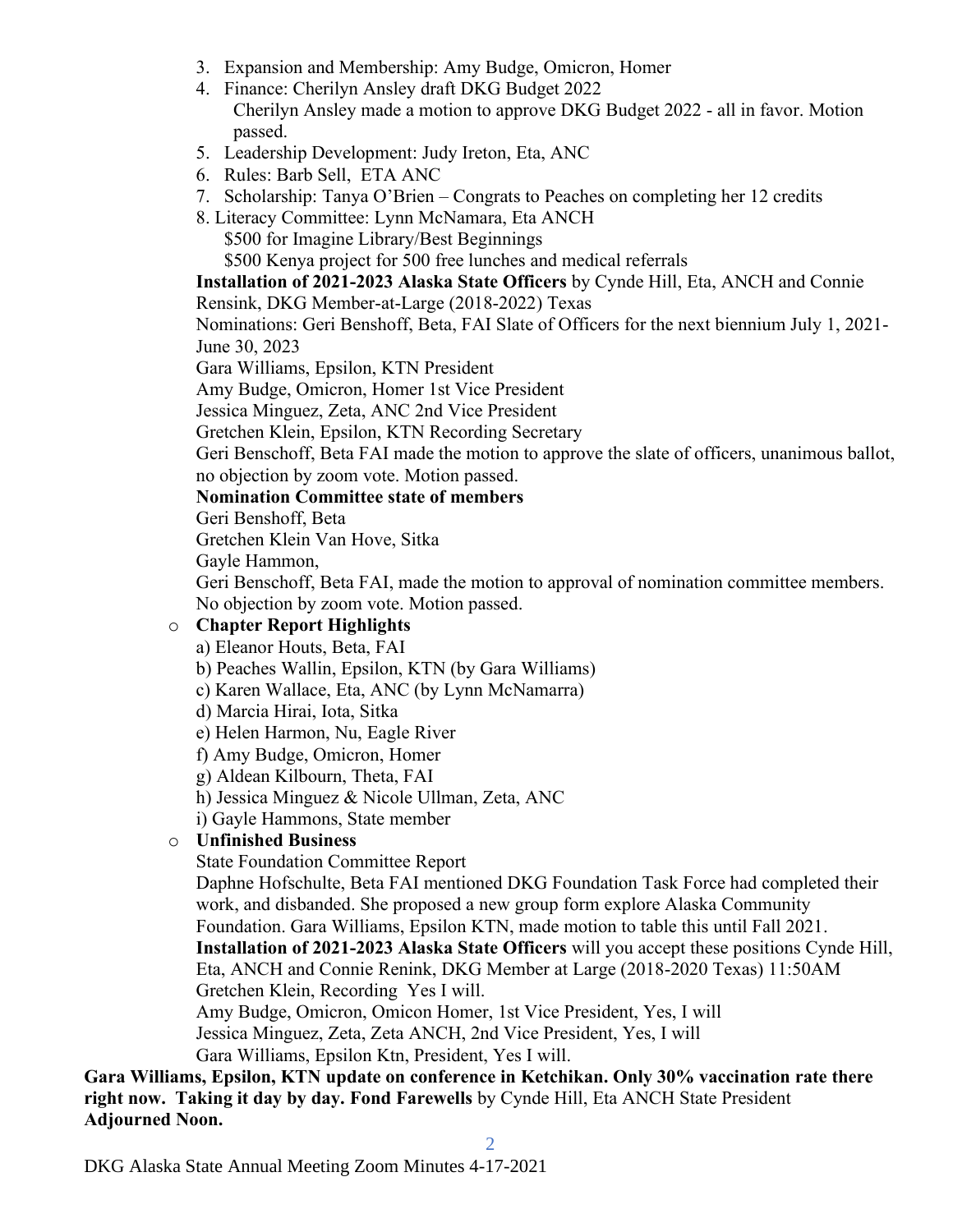3. Expansion and Membership: Amy Budge, Omicron, Homer
4. Finance: Cherilyn Ansley draft DKG Budget 2022
   Cherilyn Ansley made a motion to approve DKG Budget 2022 - all in favor. Motion passed.
5. Leadership Development: Judy Ireton, Eta, ANC
6. Rules: Barb Sell, ETA ANC
7. Scholarship: Tanya O'Brien – Congrats to Peaches on completing her 12 credits
8. Literacy Committee: Lynn McNamara, Eta ANCH
   $500 for Imagine Library/Best Beginnings
   $500 Kenya project for 500 free lunches and medical referrals

**Installation of 2021-2023 Alaska State Officers** by Cynde Hill, Eta, ANCH and Connie Rensink, DKG Member-at-Large (2018-2022) Texas

Nominations: Geri Benshoff, Beta, FAI Slate of Officers for the next biennium July 1, 2021-June 30, 2023

Gara Williams, Epsilon, KTN President

Amy Budge, Omicron, Homer 1st Vice President

Jessica Minguez, Zeta, ANC 2nd Vice President

Gretchen Klein, Epsilon, KTN Recording Secretary

Geri Benschoff, Beta FAI made the motion to approve the slate of officers, unanimous ballot, no objection by zoom vote. Motion passed.

**Nomination Committee state of members**

Geri Benshoff, Beta

Gretchen Klein Van Hove, Sitka

Gayle Hammon,

Geri Benschoff, Beta FAI, made the motion to approval of nomination committee members. No objection by zoom vote. Motion passed.

- **Chapter Report Highlights**
  a) Eleanor Houts, Beta, FAI
  b) Peaches Wallin, Epsilon, KTN (by Gara Williams)
  c) Karen Wallace, Eta, ANC (by Lynn McNamarra)
  d) Marcia Hirai, Iota, Sitka
  e) Helen Harmon, Nu, Eagle River
  f) Amy Budge, Omicron, Homer
  g) Aldean Kilbourn, Theta, FAI
  h) Jessica Minguez & Nicole Ullman, Zeta, ANC
  i) Gayle Hammons, State member
- **Unfinished Business**
  State Foundation Committee Report
  Daphne Hofschulte, Beta FAI mentioned DKG Foundation Task Force had completed their work, and disbanded. She proposed a new group form explore Alaska Community Foundation. Gara Williams, Epsilon KTN, made motion to table this until Fall 2021.
  **Installation of 2021-2023 Alaska State Officers** will you accept these positions Cynde Hill, Eta, ANCH and Connie Renink, DKG Member at Large (2018-2020 Texas) 11:50AM
  Gretchen Klein, Recording Yes I will.
  Amy Budge, Omicron, Omicon Homer, 1st Vice President, Yes, I will
  Jessica Minguez, Zeta, Zeta ANCH, 2nd Vice President, Yes, I will
  Gara Williams, Epsilon Ktn, President, Yes I will.

**Gara Williams, Epsilon, KTN update on conference in Ketchikan. Only 30% vaccination rate there right now. Taking it day by day. Fond Farewells** by Cynde Hill, Eta ANCH State President
**Adjourned Noon.**